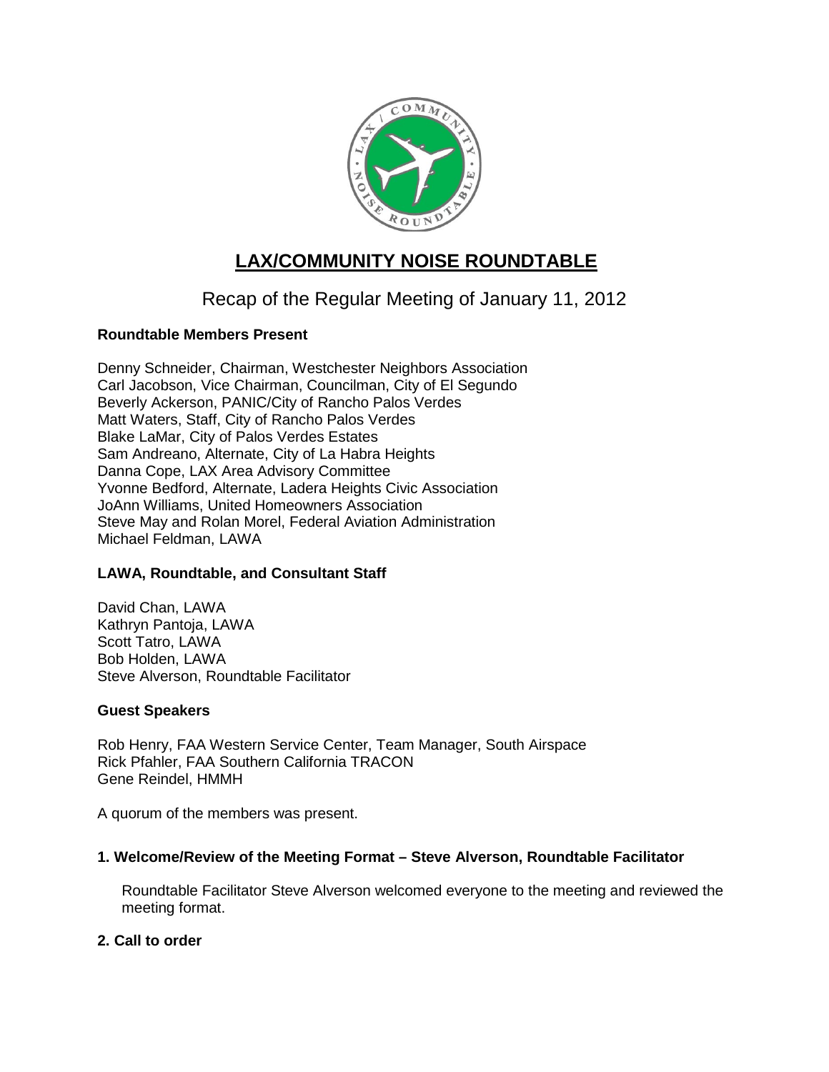# LAX/COMMUNITY NOISE ROUNDTABLE

## Recap of the Regular Meeting of January 11, 2012

**Roundtable Members Present**

Denny Schneider, Chairman, Westchester Neighbors Association
Carl Jacobson, Vice Chairman, Councilman, City of El Segundo
Beverly Ackerson, PANIC/City of Rancho Palos Verdes
Matt Waters, Staff, City of Rancho Palos Verdes
Blake LaMar, City of Palos Verdes Estates
Sam Andreano, Alternate, City of La Habra Heights
Danna Cope, LAX Area Advisory Committee
Yvonne Bedford, Alternate, Ladera Heights Civic Association
JoAnn Williams, United Homeowners Association
Steve May and Rolan Morel, Federal Aviation Administration
Michael Feldman, LAWA

**LAWA, Roundtable, and Consultant Staff**

David Chan, LAWA
Kathryn Pantoja, LAWA
Scott Tatro, LAWA
Bob Holden, LAWA
Steve Alverson, Roundtable Facilitator

**Guest Speakers**

Rob Henry, FAA Western Service Center, Team Manager, South Airspace
Rick Pfahler, FAA Southern California TRACON
Gene Reindel, HMMH

A quorum of the members was present.

**1. Welcome/Review of the Meeting Format – Steve Alverson, Roundtable Facilitator**

Roundtable Facilitator Steve Alverson welcomed everyone to the meeting and reviewed the meeting format.

**2. Call to order**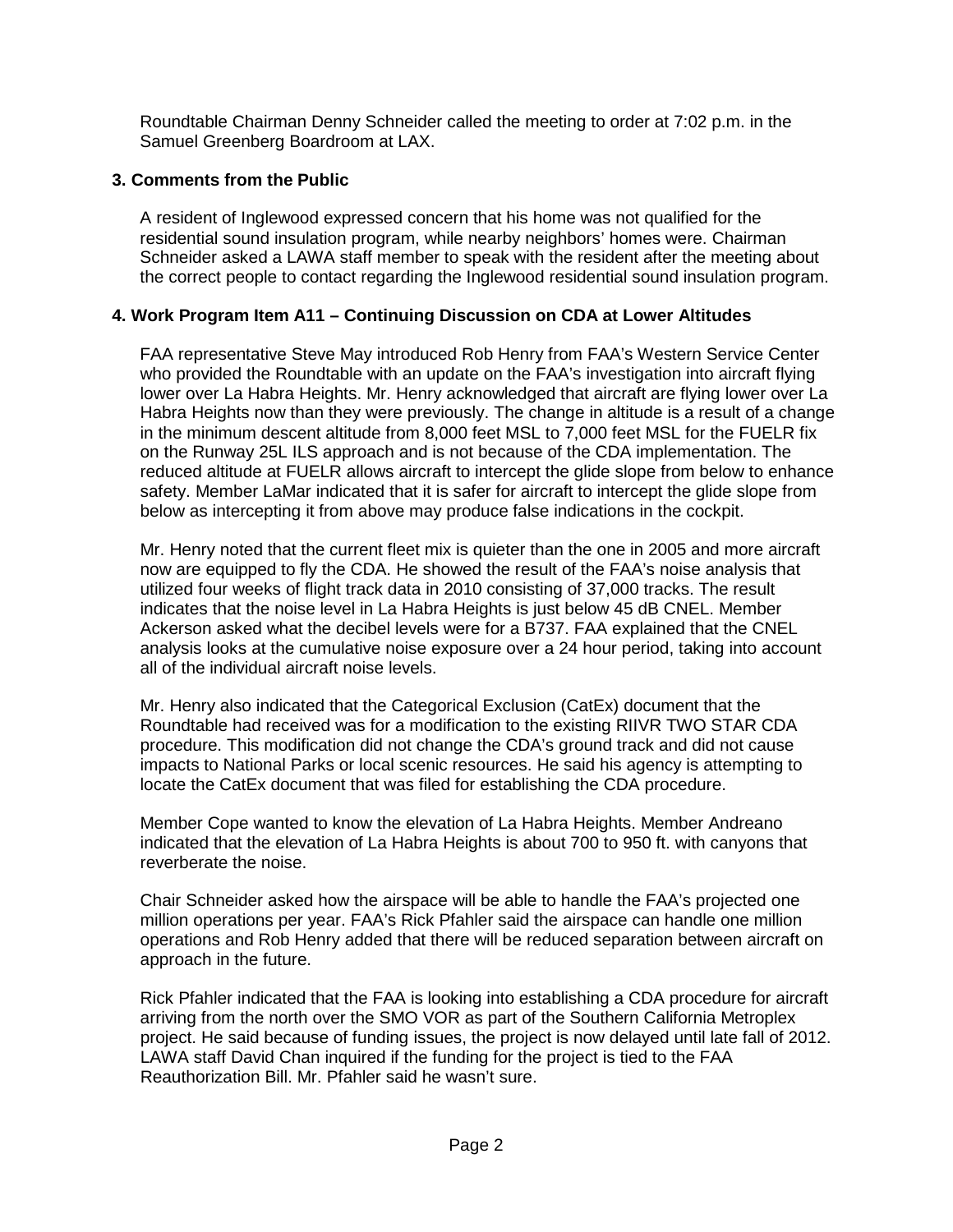Roundtable Chairman Denny Schneider called the meeting to order at 7:02 p.m. in the Samuel Greenberg Boardroom at LAX.

### 3. Comments from the Public

A resident of Inglewood expressed concern that his home was not qualified for the residential sound insulation program, while nearby neighbors' homes were. Chairman Schneider asked a LAWA staff member to speak with the resident after the meeting about the correct people to contact regarding the Inglewood residential sound insulation program.

### 4. Work Program Item A11 – Continuing Discussion on CDA at Lower Altitudes

FAA representative Steve May introduced Rob Henry from FAA's Western Service Center who provided the Roundtable with an update on the FAA's investigation into aircraft flying lower over La Habra Heights. Mr. Henry acknowledged that aircraft are flying lower over La Habra Heights now than they were previously. The change in altitude is a result of a change in the minimum descent altitude from 8,000 feet MSL to 7,000 feet MSL for the FUELR fix on the Runway 25L ILS approach and is not because of the CDA implementation. The reduced altitude at FUELR allows aircraft to intercept the glide slope from below to enhance safety. Member LaMar indicated that it is safer for aircraft to intercept the glide slope from below as intercepting it from above may produce false indications in the cockpit.

Mr. Henry noted that the current fleet mix is quieter than the one in 2005 and more aircraft now are equipped to fly the CDA. He showed the result of the FAA's noise analysis that utilized four weeks of flight track data in 2010 consisting of 37,000 tracks. The result indicates that the noise level in La Habra Heights is just below 45 dB CNEL. Member Ackerson asked what the decibel levels were for a B737. FAA explained that the CNEL analysis looks at the cumulative noise exposure over a 24 hour period, taking into account all of the individual aircraft noise levels.

Mr. Henry also indicated that the Categorical Exclusion (CatEx) document that the Roundtable had received was for a modification to the existing RIIVR TWO STAR CDA procedure. This modification did not change the CDA's ground track and did not cause impacts to National Parks or local scenic resources. He said his agency is attempting to locate the CatEx document that was filed for establishing the CDA procedure.

Member Cope wanted to know the elevation of La Habra Heights. Member Andreano indicated that the elevation of La Habra Heights is about 700 to 950 ft. with canyons that reverberate the noise.

Chair Schneider asked how the airspace will be able to handle the FAA's projected one million operations per year. FAA's Rick Pfahler said the airspace can handle one million operations and Rob Henry added that there will be reduced separation between aircraft on approach in the future.

Rick Pfahler indicated that the FAA is looking into establishing a CDA procedure for aircraft arriving from the north over the SMO VOR as part of the Southern California Metroplex project. He said because of funding issues, the project is now delayed until late fall of 2012. LAWA staff David Chan inquired if the funding for the project is tied to the FAA Reauthorization Bill. Mr. Pfahler said he wasn't sure.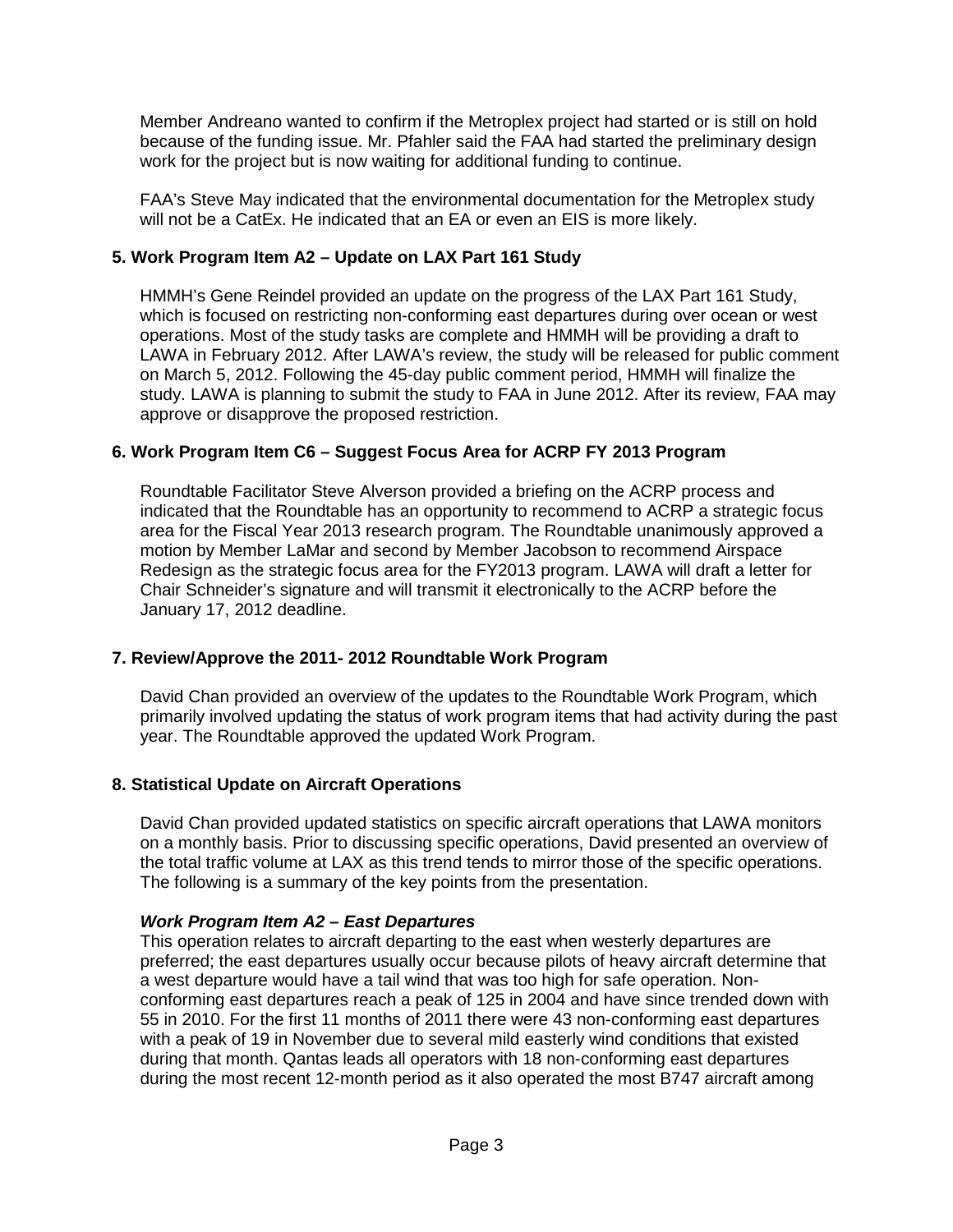Member Andreano wanted to confirm if the Metroplex project had started or is still on hold because of the funding issue. Mr. Pfahler said the FAA had started the preliminary design work for the project but is now waiting for additional funding to continue.

FAA's Steve May indicated that the environmental documentation for the Metroplex study will not be a CatEx. He indicated that an EA or even an EIS is more likely.

### 5. Work Program Item A2 – Update on LAX Part 161 Study

HMMH's Gene Reindel provided an update on the progress of the LAX Part 161 Study, which is focused on restricting non-conforming east departures during over ocean or west operations. Most of the study tasks are complete and HMMH will be providing a draft to LAWA in February 2012. After LAWA's review, the study will be released for public comment on March 5, 2012. Following the 45-day public comment period, HMMH will finalize the study. LAWA is planning to submit the study to FAA in June 2012. After its review, FAA may approve or disapprove the proposed restriction.

### 6. Work Program Item C6 – Suggest Focus Area for ACRP FY 2013 Program

Roundtable Facilitator Steve Alverson provided a briefing on the ACRP process and indicated that the Roundtable has an opportunity to recommend to ACRP a strategic focus area for the Fiscal Year 2013 research program. The Roundtable unanimously approved a motion by Member LaMar and second by Member Jacobson to recommend Airspace Redesign as the strategic focus area for the FY2013 program. LAWA will draft a letter for Chair Schneider's signature and will transmit it electronically to the ACRP before the January 17, 2012 deadline.

### 7. Review/Approve the 2011- 2012 Roundtable Work Program

David Chan provided an overview of the updates to the Roundtable Work Program, which primarily involved updating the status of work program items that had activity during the past year. The Roundtable approved the updated Work Program.

### 8. Statistical Update on Aircraft Operations

David Chan provided updated statistics on specific aircraft operations that LAWA monitors on a monthly basis. Prior to discussing specific operations, David presented an overview of the total traffic volume at LAX as this trend tends to mirror those of the specific operations. The following is a summary of the key points from the presentation.

***Work Program Item A2 – East Departures***

This operation relates to aircraft departing to the east when westerly departures are preferred; the east departures usually occur because pilots of heavy aircraft determine that a west departure would have a tail wind that was too high for safe operation. Non-conforming east departures reach a peak of 125 in 2004 and have since trended down with 55 in 2010. For the first 11 months of 2011 there were 43 non-conforming east departures with a peak of 19 in November due to several mild easterly wind conditions that existed during that month. Qantas leads all operators with 18 non-conforming east departures during the most recent 12-month period as it also operated the most B747 aircraft among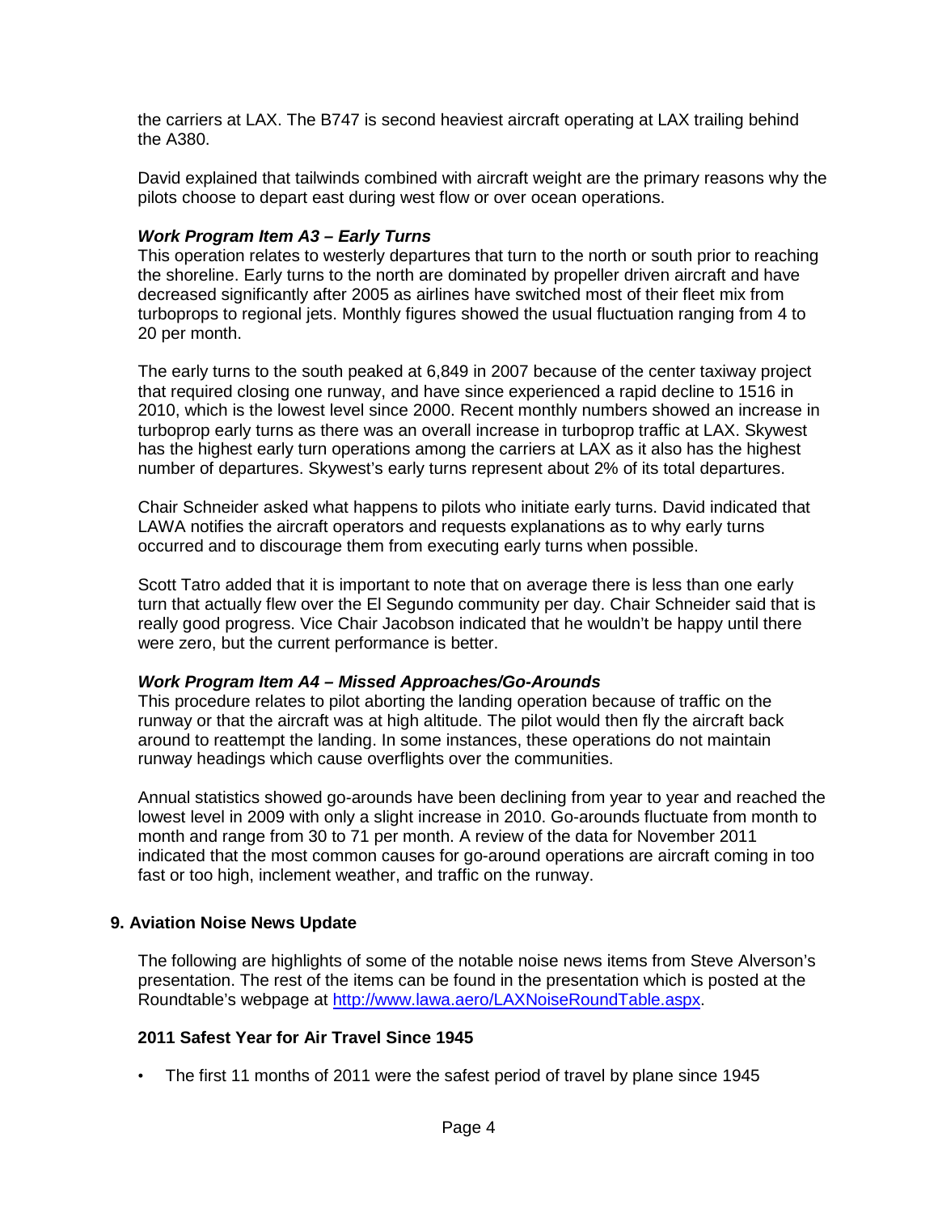the carriers at LAX. The B747 is second heaviest aircraft operating at LAX trailing behind the A380.

David explained that tailwinds combined with aircraft weight are the primary reasons why the pilots choose to depart east during west flow or over ocean operations.

***Work Program Item A3 – Early Turns***

This operation relates to westerly departures that turn to the north or south prior to reaching the shoreline. Early turns to the north are dominated by propeller driven aircraft and have decreased significantly after 2005 as airlines have switched most of their fleet mix from turboprops to regional jets. Monthly figures showed the usual fluctuation ranging from 4 to 20 per month.

The early turns to the south peaked at 6,849 in 2007 because of the center taxiway project that required closing one runway, and have since experienced a rapid decline to 1516 in 2010, which is the lowest level since 2000. Recent monthly numbers showed an increase in turboprop early turns as there was an overall increase in turboprop traffic at LAX. Skywest has the highest early turn operations among the carriers at LAX as it also has the highest number of departures. Skywest's early turns represent about 2% of its total departures.

Chair Schneider asked what happens to pilots who initiate early turns. David indicated that LAWA notifies the aircraft operators and requests explanations as to why early turns occurred and to discourage them from executing early turns when possible.

Scott Tatro added that it is important to note that on average there is less than one early turn that actually flew over the El Segundo community per day. Chair Schneider said that is really good progress. Vice Chair Jacobson indicated that he wouldn't be happy until there were zero, but the current performance is better.

***Work Program Item A4 – Missed Approaches/Go-Arounds***

This procedure relates to pilot aborting the landing operation because of traffic on the runway or that the aircraft was at high altitude. The pilot would then fly the aircraft back around to reattempt the landing. In some instances, these operations do not maintain runway headings which cause overflights over the communities.

Annual statistics showed go-arounds have been declining from year to year and reached the lowest level in 2009 with only a slight increase in 2010. Go-arounds fluctuate from month to month and range from 30 to 71 per month. A review of the data for November 2011 indicated that the most common causes for go-around operations are aircraft coming in too fast or too high, inclement weather, and traffic on the runway.

## 9. Aviation Noise News Update

The following are highlights of some of the notable noise news items from Steve Alverson's presentation. The rest of the items can be found in the presentation which is posted at the Roundtable's webpage at http://www.lawa.aero/LAXNoiseRoundTable.aspx.

### 2011 Safest Year for Air Travel Since 1945

- The first 11 months of 2011 were the safest period of travel by plane since 1945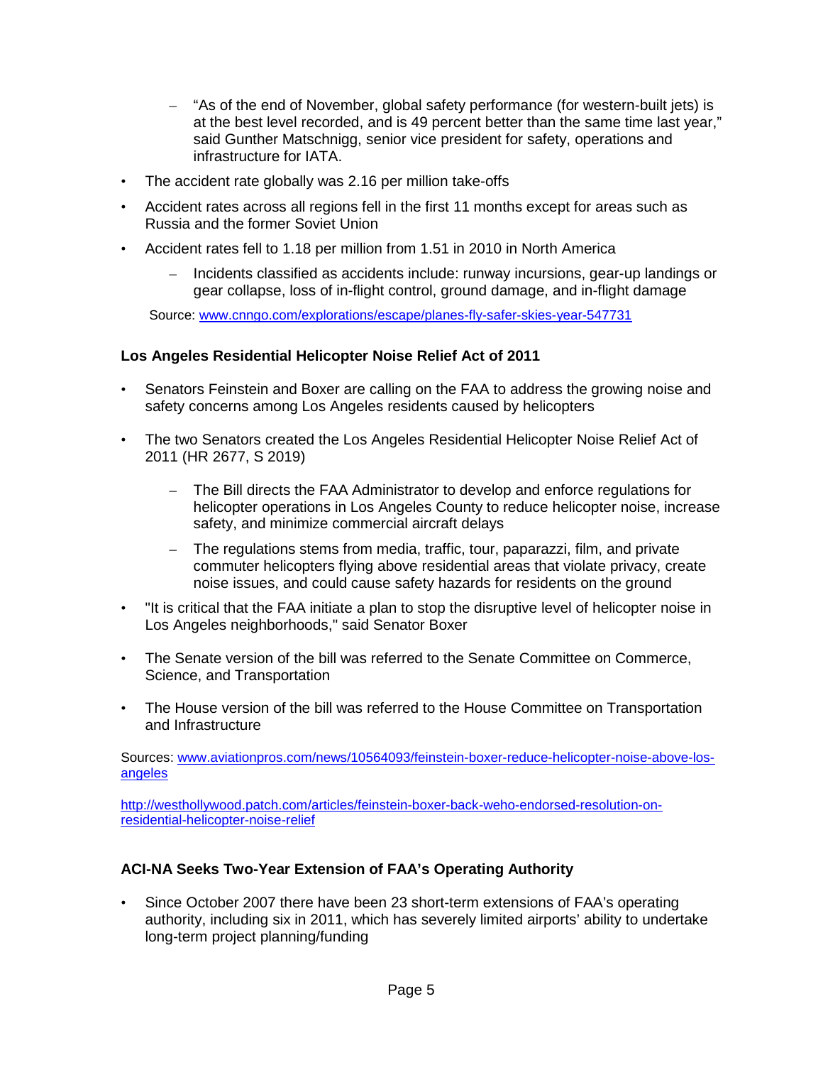- "As of the end of November, global safety performance (for western-built jets) is at the best level recorded, and is 49 percent better than the same time last year," said Gunther Matschnigg, senior vice president for safety, operations and infrastructure for IATA.
- The accident rate globally was 2.16 per million take-offs
- Accident rates across all regions fell in the first 11 months except for areas such as Russia and the former Soviet Union
- Accident rates fell to 1.18 per million from 1.51 in 2010 in North America
  - Incidents classified as accidents include: runway incursions, gear-up landings or gear collapse, loss of in-flight control, ground damage, and in-flight damage

Source: [www.cnngo.com/explorations/escape/planes-fly-safer-skies-year-547731](www.cnngo.com/explorations/escape/planes-fly-safer-skies-year-547731)

### Los Angeles Residential Helicopter Noise Relief Act of 2011

- Senators Feinstein and Boxer are calling on the FAA to address the growing noise and safety concerns among Los Angeles residents caused by helicopters
- The two Senators created the Los Angeles Residential Helicopter Noise Relief Act of 2011 (HR 2677, S 2019)
  - The Bill directs the FAA Administrator to develop and enforce regulations for helicopter operations in Los Angeles County to reduce helicopter noise, increase safety, and minimize commercial aircraft delays
  - The regulations stems from media, traffic, tour, paparazzi, film, and private commuter helicopters flying above residential areas that violate privacy, create noise issues, and could cause safety hazards for residents on the ground
- "It is critical that the FAA initiate a plan to stop the disruptive level of helicopter noise in Los Angeles neighborhoods," said Senator Boxer
- The Senate version of the bill was referred to the Senate Committee on Commerce, Science, and Transportation
- The House version of the bill was referred to the House Committee on Transportation and Infrastructure

Sources: [www.aviationpros.com/news/10564093/feinstein-boxer-reduce-helicopter-noise-above-los-angeles](www.aviationpros.com/news/10564093/feinstein-boxer-reduce-helicopter-noise-above-los-angeles)

[http://westhollywood.patch.com/articles/feinstein-boxer-back-weho-endorsed-resolution-on-residential-helicopter-noise-relief](http://westhollywood.patch.com/articles/feinstein-boxer-back-weho-endorsed-resolution-on-residential-helicopter-noise-relief)

### ACI-NA Seeks Two-Year Extension of FAA's Operating Authority

- Since October 2007 there have been 23 short-term extensions of FAA's operating authority, including six in 2011, which has severely limited airports' ability to undertake long-term project planning/funding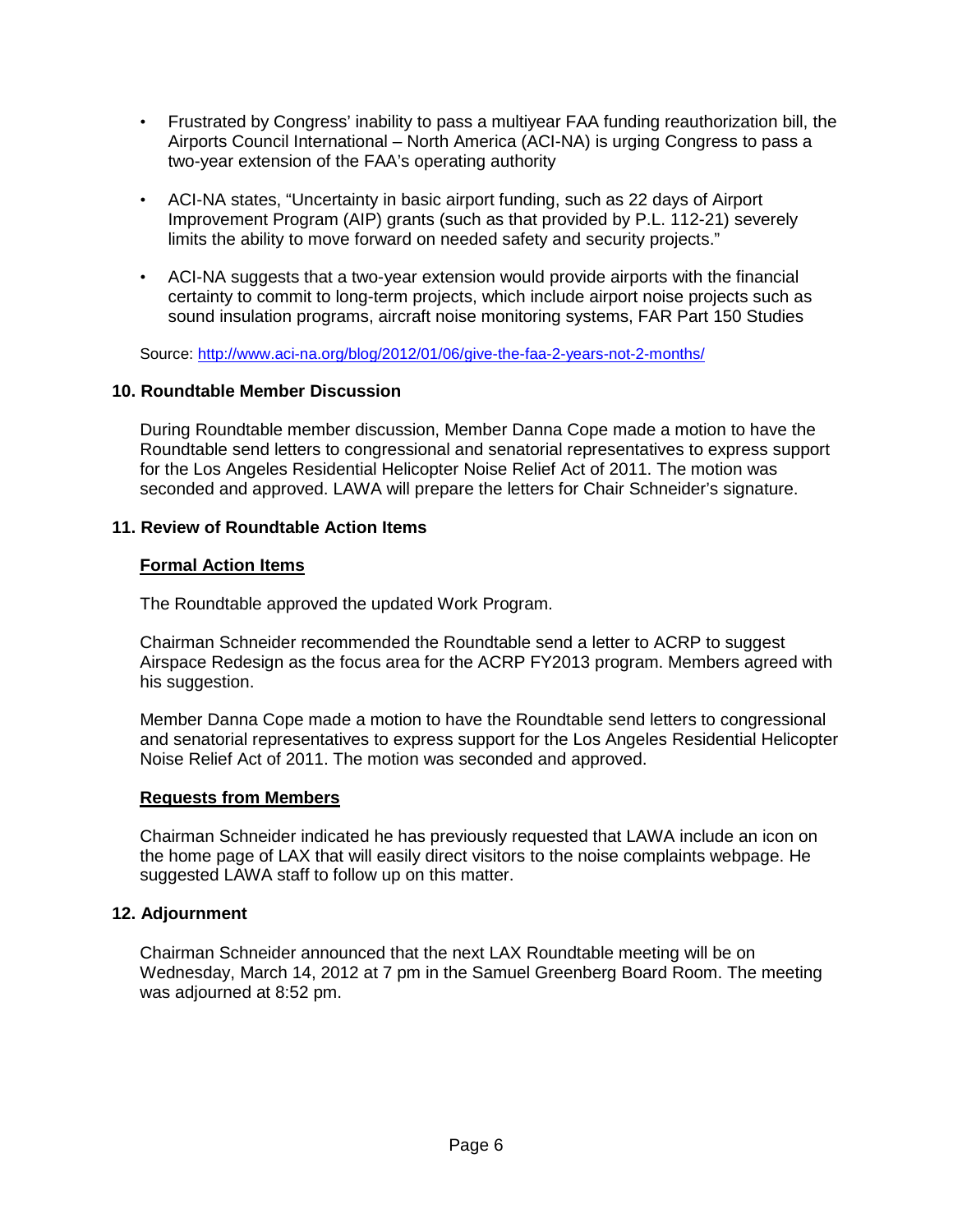- Frustrated by Congress' inability to pass a multiyear FAA funding reauthorization bill, the Airports Council International – North America (ACI-NA) is urging Congress to pass a two-year extension of the FAA's operating authority
- ACI-NA states, "Uncertainty in basic airport funding, such as 22 days of Airport Improvement Program (AIP) grants (such as that provided by P.L. 112-21) severely limits the ability to move forward on needed safety and security projects."
- ACI-NA suggests that a two-year extension would provide airports with the financial certainty to commit to long-term projects, which include airport noise projects such as sound insulation programs, aircraft noise monitoring systems, FAR Part 150 Studies

Source: http://www.aci-na.org/blog/2012/01/06/give-the-faa-2-years-not-2-months/

**10. Roundtable Member Discussion**

During Roundtable member discussion, Member Danna Cope made a motion to have the Roundtable send letters to congressional and senatorial representatives to express support for the Los Angeles Residential Helicopter Noise Relief Act of 2011. The motion was seconded and approved. LAWA will prepare the letters for Chair Schneider's signature.

**11. Review of Roundtable Action Items**

**Formal Action Items**

The Roundtable approved the updated Work Program.

Chairman Schneider recommended the Roundtable send a letter to ACRP to suggest Airspace Redesign as the focus area for the ACRP FY2013 program. Members agreed with his suggestion.

Member Danna Cope made a motion to have the Roundtable send letters to congressional and senatorial representatives to express support for the Los Angeles Residential Helicopter Noise Relief Act of 2011. The motion was seconded and approved.

**Requests from Members**

Chairman Schneider indicated he has previously requested that LAWA include an icon on the home page of LAX that will easily direct visitors to the noise complaints webpage. He suggested LAWA staff to follow up on this matter.

**12. Adjournment**

Chairman Schneider announced that the next LAX Roundtable meeting will be on Wednesday, March 14, 2012 at 7 pm in the Samuel Greenberg Board Room. The meeting was adjourned at 8:52 pm.